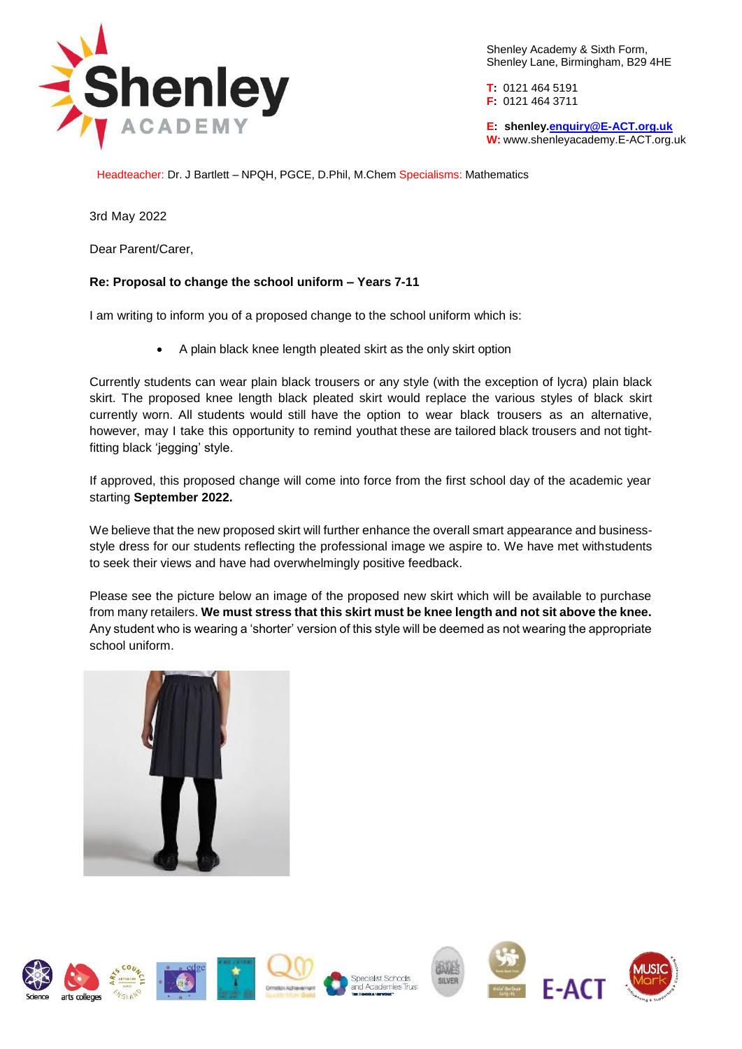Shenley Academy & Sixth Form,
Shenley Lane, Birmingham, B29 4HE

**T:** 0121 464 5191
**F:** 0121 464 3711

**E:** **shenley.enquiry@E-ACT.org.uk**
**W:** www.shenleyacademy.E-ACT.org.uk

Headteacher: Dr. J Bartlett – NPQH, PGCE, D.Phil, M.Chem Specialisms: Mathematics

3rd May 2022

Dear Parent/Carer,

**Re: Proposal to change the school uniform – Years 7-11**

I am writing to inform you of a proposed change to the school uniform which is:

- A plain black knee length pleated skirt as the only skirt option

Currently students can wear plain black trousers or any style (with the exception of lycra) plain black skirt. The proposed knee length black pleated skirt would replace the various styles of black skirt currently worn. All students would still have the option to wear black trousers as an alternative, however, may I take this opportunity to remind youthat these are tailored black trousers and not tight-fitting black 'jegging' style.

If approved, this proposed change will come into force from the first school day of the academic year starting **September 2022.**

We believe that the new proposed skirt will further enhance the overall smart appearance and business-style dress for our students reflecting the professional image we aspire to. We have met withstudents to seek their views and have had overwhelmingly positive feedback.

Please see the picture below an image of the proposed new skirt which will be available to purchase from many retailers. **We must stress that this skirt must be knee length and not sit above the knee.** Any student who is wearing a 'shorter' version of this style will be deemed as not wearing the appropriate school uniform.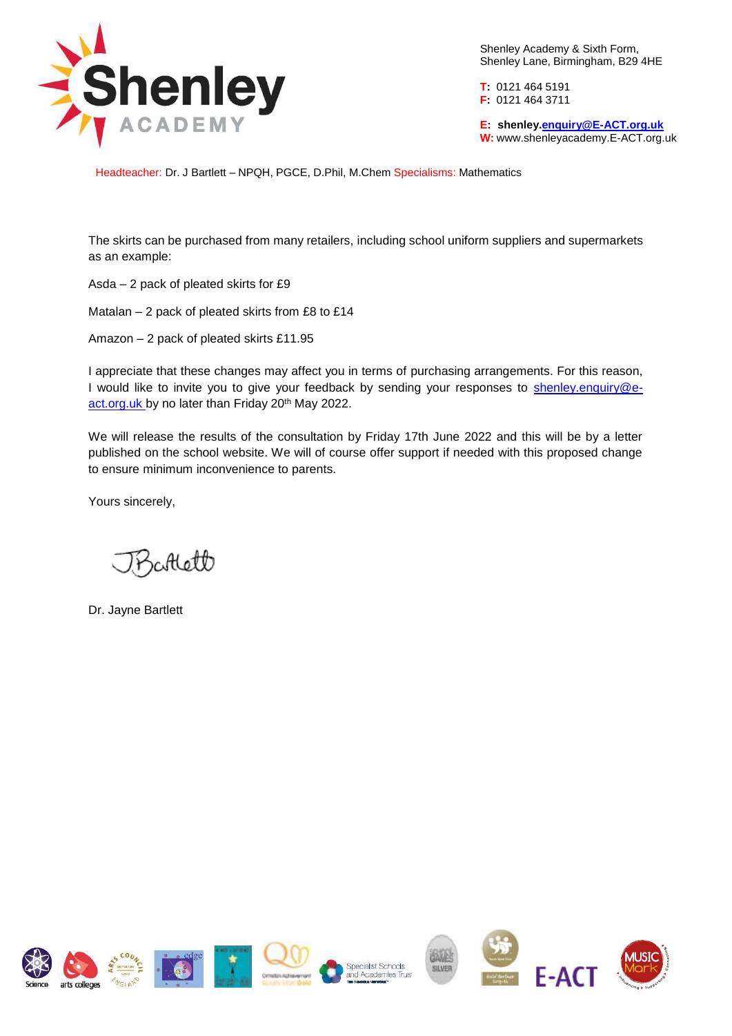Shenley Academy & Sixth Form,
Shenley Lane, Birmingham, B29 4HE

**T:** 0121 464 5191
**F:** 0121 464 3711

**E:** **shenley.enquiry@E-ACT.org.uk**
**W:** www.shenleyacademy.E-ACT.org.uk

Headteacher: Dr. J Bartlett – NPQH, PGCE, D.Phil, M.Chem Specialisms: Mathematics

The skirts can be purchased from many retailers, including school uniform suppliers and supermarkets as an example:

Asda – 2 pack of pleated skirts for £9

Matalan – 2 pack of pleated skirts from £8 to £14

Amazon – 2 pack of pleated skirts £11.95

I appreciate that these changes may affect you in terms of purchasing arrangements. For this reason, I would like to invite you to give your feedback by sending your responses to shenley.enquiry@e-act.org.uk by no later than Friday 20th May 2022.

We will release the results of the consultation by Friday 17th June 2022 and this will be by a letter published on the school website. We will of course offer support if needed with this proposed change to ensure minimum inconvenience to parents.

Yours sincerely,

J Bartlett

Dr. Jayne Bartlett